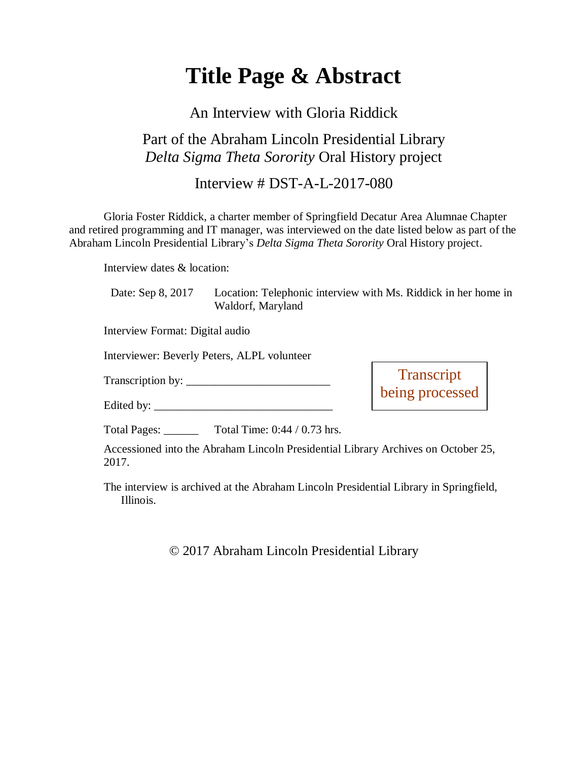# Title Page & Abstract

An Interview with Gloria Riddick

Part of the Abraham Lincoln Presidential Library
*Delta Sigma Theta Sorority* Oral History project

Interview # DST-A-L-2017-080

Gloria Foster Riddick, a charter member of Springfield Decatur Area Alumnae Chapter and retired programming and IT manager, was interviewed on the date listed below as part of the Abraham Lincoln Presidential Library's *Delta Sigma Theta Sorority* Oral History project.

Interview dates & location:

Date: Sep 8, 2017 Location: Telephonic interview with Ms. Riddick in her home in Waldorf, Maryland

Interview Format: Digital audio

Interviewer: Beverly Peters, ALPL volunteer

Transcription by: ________________________

Edited by: ______________________________

Transcript being processed

Total Pages: ______ Total Time: 0:44 / 0.73 hrs.

Accessioned into the Abraham Lincoln Presidential Library Archives on October 25, 2017.

The interview is archived at the Abraham Lincoln Presidential Library in Springfield, Illinois.

© 2017 Abraham Lincoln Presidential Library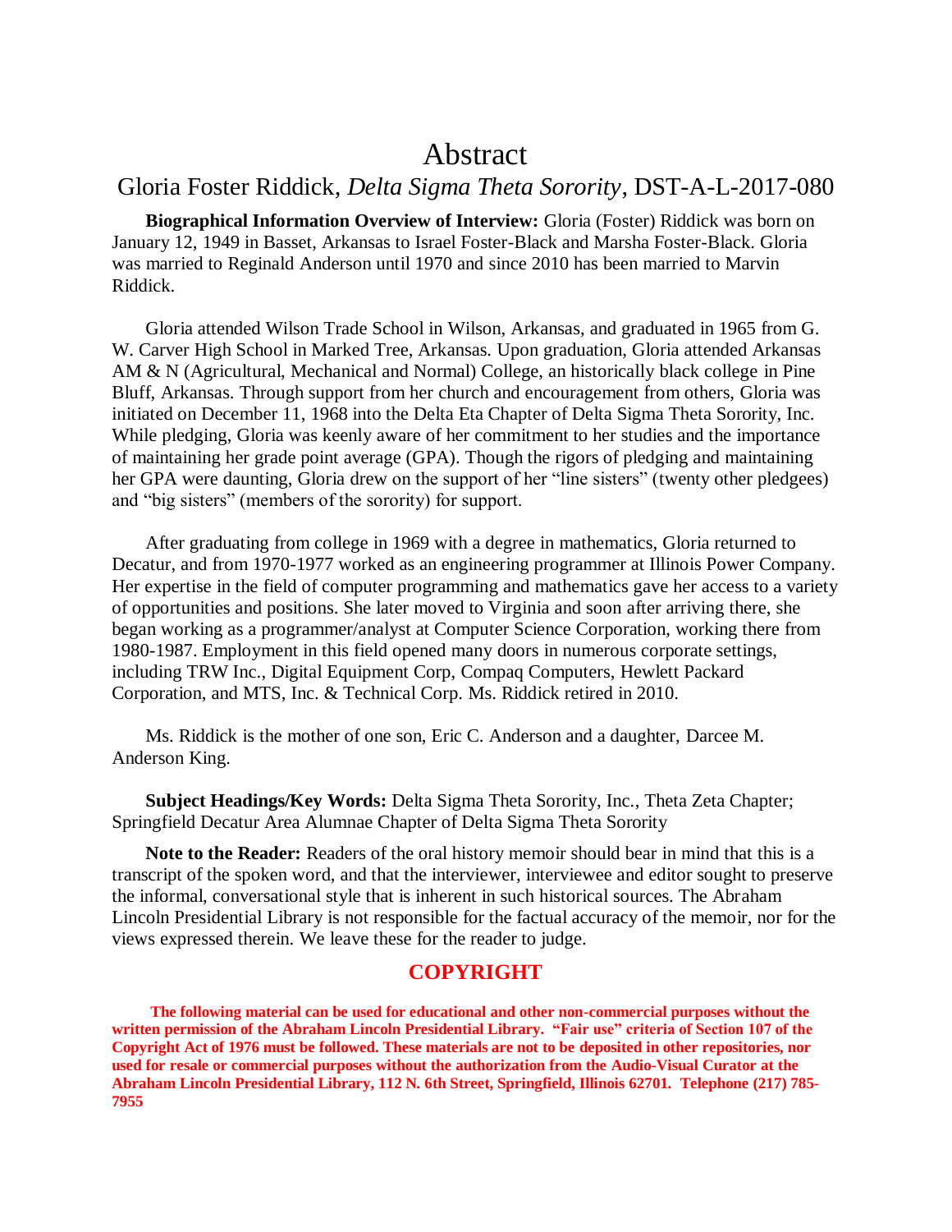# Abstract

## Gloria Foster Riddick, *Delta Sigma Theta Sorority*, DST-A-L-2017-080

**Biographical Information Overview of Interview:** Gloria (Foster) Riddick was born on January 12, 1949 in Basset, Arkansas to Israel Foster-Black and Marsha Foster-Black. Gloria was married to Reginald Anderson until 1970 and since 2010 has been married to Marvin Riddick.

Gloria attended Wilson Trade School in Wilson, Arkansas, and graduated in 1965 from G. W. Carver High School in Marked Tree, Arkansas. Upon graduation, Gloria attended Arkansas AM & N (Agricultural, Mechanical and Normal) College, an historically black college in Pine Bluff, Arkansas. Through support from her church and encouragement from others, Gloria was initiated on December 11, 1968 into the Delta Eta Chapter of Delta Sigma Theta Sorority, Inc. While pledging, Gloria was keenly aware of her commitment to her studies and the importance of maintaining her grade point average (GPA). Though the rigors of pledging and maintaining her GPA were daunting, Gloria drew on the support of her "line sisters" (twenty other pledgees) and "big sisters" (members of the sorority) for support.

After graduating from college in 1969 with a degree in mathematics, Gloria returned to Decatur, and from 1970-1977 worked as an engineering programmer at Illinois Power Company. Her expertise in the field of computer programming and mathematics gave her access to a variety of opportunities and positions. She later moved to Virginia and soon after arriving there, she began working as a programmer/analyst at Computer Science Corporation, working there from 1980-1987. Employment in this field opened many doors in numerous corporate settings, including TRW Inc., Digital Equipment Corp, Compaq Computers, Hewlett Packard Corporation, and MTS, Inc. & Technical Corp. Ms. Riddick retired in 2010.

Ms. Riddick is the mother of one son, Eric C. Anderson and a daughter, Darcee M. Anderson King.

**Subject Headings/Key Words:** Delta Sigma Theta Sorority, Inc., Theta Zeta Chapter; Springfield Decatur Area Alumnae Chapter of Delta Sigma Theta Sorority

**Note to the Reader:** Readers of the oral history memoir should bear in mind that this is a transcript of the spoken word, and that the interviewer, interviewee and editor sought to preserve the informal, conversational style that is inherent in such historical sources. The Abraham Lincoln Presidential Library is not responsible for the factual accuracy of the memoir, nor for the views expressed therein. We leave these for the reader to judge.

## COPYRIGHT

**The following material can be used for educational and other non-commercial purposes without the written permission of the Abraham Lincoln Presidential Library. "Fair use" criteria of Section 107 of the Copyright Act of 1976 must be followed. These materials are not to be deposited in other repositories, nor used for resale or commercial purposes without the authorization from the Audio-Visual Curator at the Abraham Lincoln Presidential Library, 112 N. 6th Street, Springfield, Illinois 62701. Telephone (217) 785-7955**